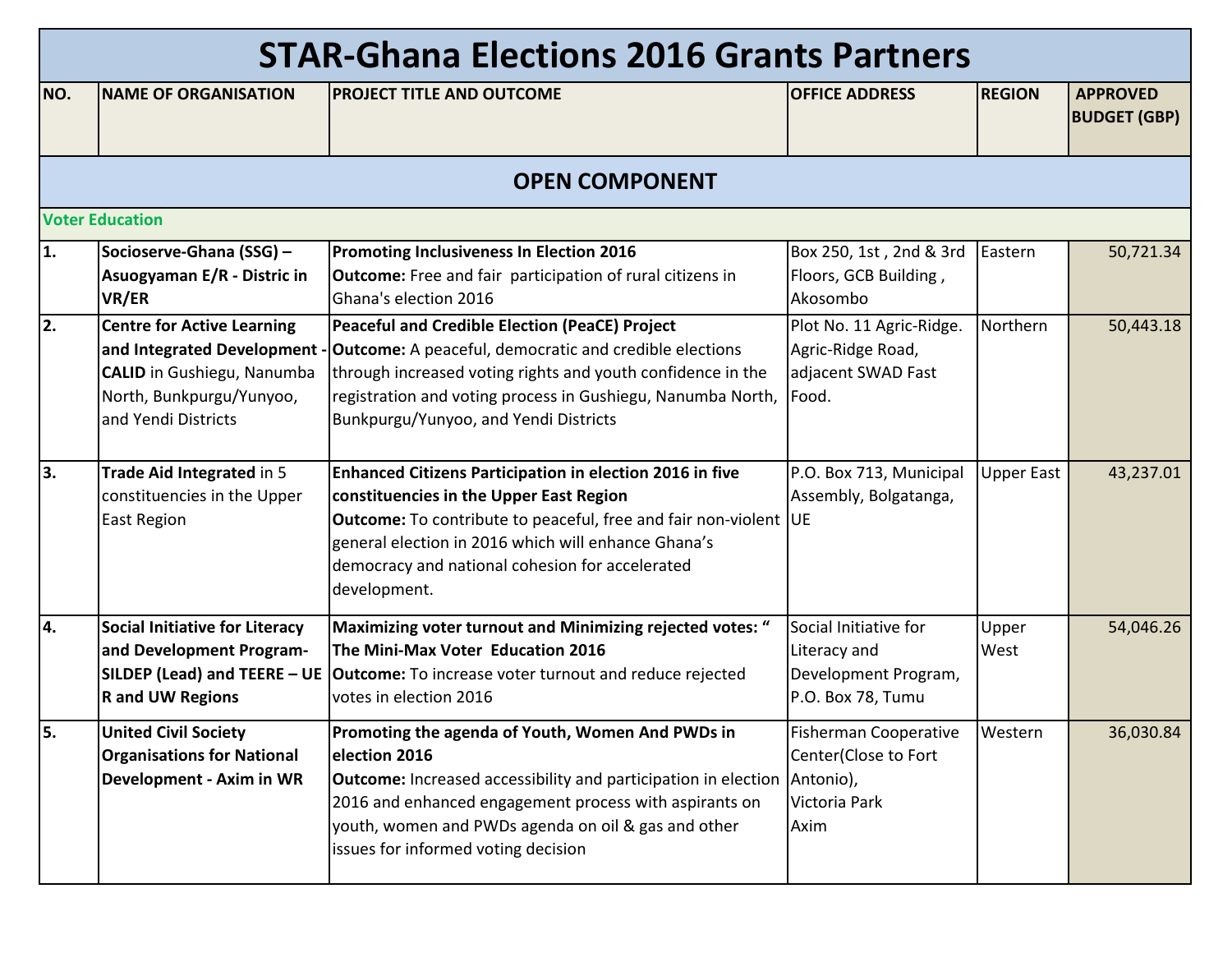# STAR-Ghana Elections 2016 Grants Partners

| NO. | NAME OF ORGANISATION | PROJECT TITLE AND OUTCOME | OFFICE ADDRESS | REGION | APPROVED BUDGET (GBP) |
|---|---|---|---|---|---|
| **OPEN COMPONENT** | | | | | |
| **Voter Education** | | | | | |
| 1. | **Socioserve-Ghana (SSG) – Asuogyaman E/R - Distric in VR/ER** | **Promoting Inclusiveness In Election 2016**<br>**Outcome:** Free and fair participation of rural citizens in Ghana's election 2016 | Box 250, 1st , 2nd & 3rd Floors, GCB Building , Akosombo | Eastern | 50,721.34 |
| 2. | **Centre for Active Learning and Integrated Development - CALID** in Gushiegu, Nanumba North, Bunkpurgu/Yunyoo, and Yendi Districts | **Peaceful and Credible Election (PeaCE) Project**<br>**Outcome:** A peaceful, democratic and credible elections through increased voting rights and youth confidence in the registration and voting process in Gushiegu, Nanumba North, Bunkpurgu/Yunyoo, and Yendi Districts | Plot No. 11 Agric-Ridge. Agric-Ridge Road, adjacent SWAD Fast Food. | Northern | 50,443.18 |
| 3. | **Trade Aid Integrated** in 5 constituencies in the Upper East Region | **Enhanced Citizens Participation in election 2016 in five constituencies in the Upper East Region**<br>**Outcome:** To contribute to peaceful, free and fair non-violent general election in 2016 which will enhance Ghana's democracy and national cohesion for accelerated development. | P.O. Box 713, Municipal Assembly, Bolgatanga, UE | Upper East | 43,237.01 |
| 4. | **Social Initiative for Literacy and Development Program-SILDEP (Lead) and TEERE – UE R and UW Regions** | **Maximizing voter turnout and Minimizing rejected votes: " The Mini-Max Voter Education 2016**<br>**Outcome:** To increase voter turnout and reduce rejected votes in election 2016 | Social Initiative for Literacy and Development Program, P.O. Box 78, Tumu | Upper West | 54,046.26 |
| 5. | **United Civil Society Organisations for National Development - Axim in WR** | **Promoting the agenda of Youth, Women And PWDs in election 2016**<br>**Outcome:** Increased accessibility and participation in election 2016 and enhanced engagement process with aspirants on youth, women and PWDs agenda on oil & gas and other issues for informed voting decision | Fisherman Cooperative Center(Close to Fort Antonio), Victoria Park Axim | Western | 36,030.84 |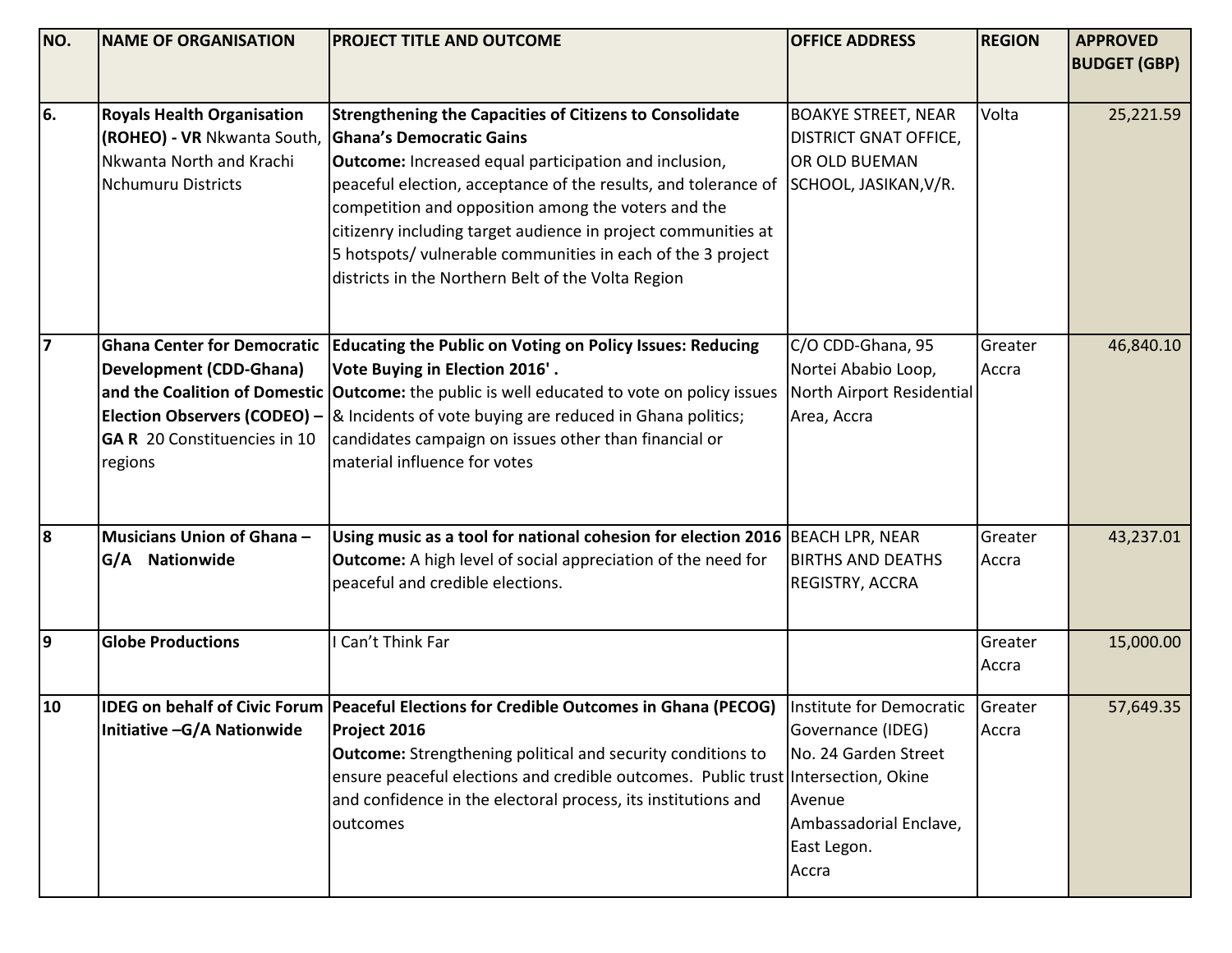| NO. | NAME OF ORGANISATION | PROJECT TITLE AND OUTCOME | OFFICE ADDRESS | REGION | APPROVED BUDGET (GBP) |
|---|---|---|---|---|---|
| 6. | **Royals Health Organisation (ROHEO) - VR** Nkwanta South, Nkwanta North and Krachi Nchumuru Districts | **Strengthening the Capacities of Citizens to Consolidate Ghana's Democratic Gains** **Outcome:** Increased equal participation and inclusion, peaceful election, acceptance of the results, and tolerance of competition and opposition among the voters and the citizenry including target audience in project communities at 5 hotspots/ vulnerable communities in each of the 3 project districts in the Northern Belt of the Volta Region | BOAKYE STREET, NEAR DISTRICT GNAT OFFICE, OR OLD BUEMAN SCHOOL, JASIKAN,V/R. | Volta | 25,221.59 |
| 7 | **Ghana Center for Democratic Development (CDD-Ghana) and the Coalition of Domestic Election Observers (CODEO) – GA R** 20 Constituencies in 10 regions | **Educating the Public on Voting on Policy Issues: Reducing Vote Buying in Election 2016' .** **Outcome:** the public is well educated to vote on policy issues & Incidents of vote buying are reduced in Ghana politics; candidates campaign on issues other than financial or material influence for votes | C/O CDD-Ghana, 95 Nortei Ababio Loop, North Airport Residential Area, Accra | Greater Accra | 46,840.10 |
| 8 | **Musicians Union of Ghana – G/A Nationwide** | **Using music as a tool for national cohesion for election 2016** **Outcome:** A high level of social appreciation of the need for peaceful and credible elections. | BEACH LPR, NEAR BIRTHS AND DEATHS REGISTRY, ACCRA | Greater Accra | 43,237.01 |
| 9 | **Globe Productions** | I Can't Think Far | | Greater Accra | 15,000.00 |
| 10 | **IDEG on behalf of Civic Forum Initiative –G/A Nationwide** | **Peaceful Elections for Credible Outcomes in Ghana (PECOG) Project 2016** **Outcome:** Strengthening political and security conditions to ensure peaceful elections and credible outcomes. Public trust and confidence in the electoral process, its institutions and outcomes | Institute for Democratic Governance (IDEG) No. 24 Garden Street Intersection, Okine Avenue Ambassadorial Enclave, East Legon. Accra | Greater Accra | 57,649.35 |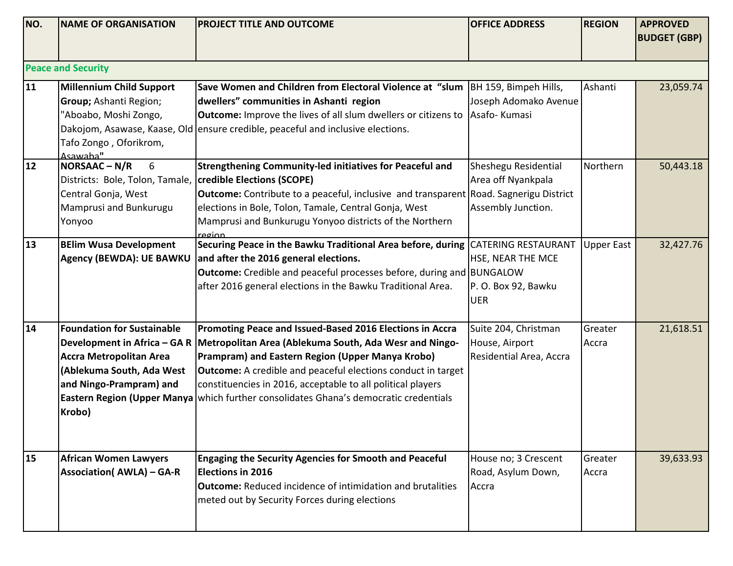| NO. | NAME OF ORGANISATION | PROJECT TITLE AND OUTCOME | OFFICE ADDRESS | REGION | APPROVED BUDGET (GBP) |
|---|---|---|---|---|---|
| **Peace and Security** | | | | | |
| **11** | **Millennium Child Support Group;** Ashanti Region; "Aboabo, Moshi Zongo, Dakojom, Asawase, Kaase, Old Tafo Zongo , Oforikrom, Asawaba" | **Save Women and Children from Electoral Violence at "slum dwellers" communities in Ashanti region** **Outcome:** Improve the lives of all slum dwellers or citizens to ensure credible, peaceful and inclusive elections. | BH 159, Bimpeh Hills, Joseph Adomako Avenue Asafo- Kumasi | Ashanti | 23,059.74 |
| **12** | **NORSAAC – N/R** 6 Districts: Bole, Tolon, Tamale, Central Gonja, West Mamprusi and Bunkurugu Yonyoo | **Strengthening Community-led initiatives for Peaceful and credible Elections (SCOPE)** **Outcome:** Contribute to a peaceful, inclusive and transparent elections in Bole, Tolon, Tamale, Central Gonja, West Mamprusi and Bunkurugu Yonyoo districts of the Northern region | Sheshegu Residential Area off Nyankpala Road. Sagnerigu District Assembly Junction. | Northern | 50,443.18 |
| **13** | **BElim Wusa Development Agency (BEWDA): UE BAWKU** | **Securing Peace in the Bawku Traditional Area before, during and after the 2016 general elections.** **Outcome:** Credible and peaceful processes before, during and after 2016 general elections in the Bawku Traditional Area. | CATERING RESTAURANT HSE, NEAR THE MCE BUNGALOW P. O. Box 92, Bawku UER | Upper East | 32,427.76 |
| **14** | **Foundation for Sustainable Development in Africa – GA R Accra Metropolitan Area (Ablekuma South, Ada West and Ningo-Prampram) and Eastern Region (Upper Manya Krobo)** | **Promoting Peace and Issued-Based 2016 Elections in Accra Metropolitan Area (Ablekuma South, Ada Wesr and Ningo-Prampram) and Eastern Region (Upper Manya Krobo)** **Outcome:** A credible and peaceful elections conduct in target constituencies in 2016, acceptable to all political players which further consolidates Ghana's democratic credentials | Suite 204, Christman House, Airport Residential Area, Accra | Greater Accra | 21,618.51 |
| **15** | **African Women Lawyers Association( AWLA) – GA-R** | **Engaging the Security Agencies for Smooth and Peaceful Elections in 2016** **Outcome:** Reduced incidence of intimidation and brutalities meted out by Security Forces during elections | House no; 3 Crescent Road, Asylum Down, Accra | Greater Accra | 39,633.93 |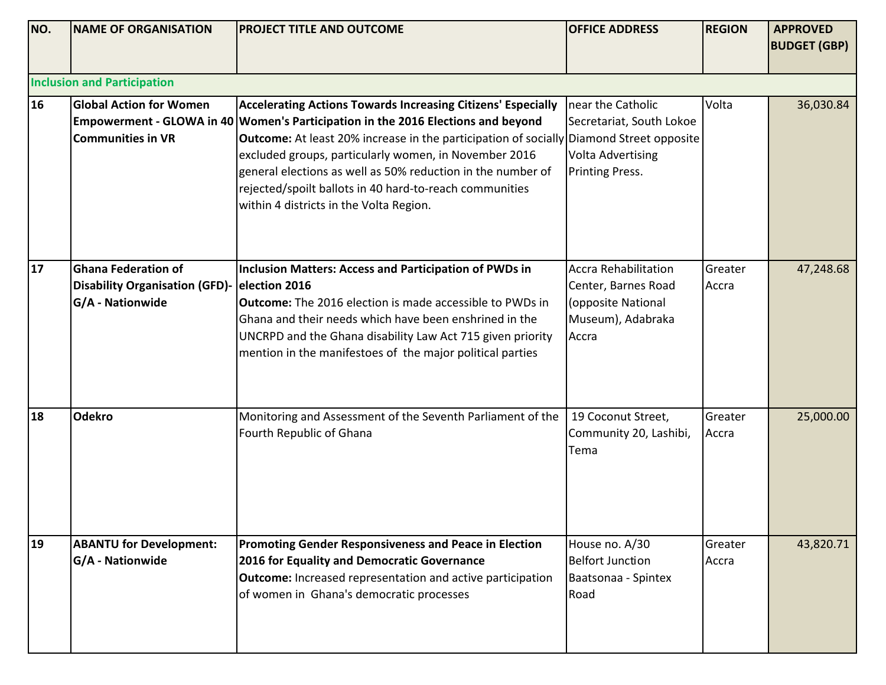| NO. | NAME OF ORGANISATION | PROJECT TITLE AND OUTCOME | OFFICE ADDRESS | REGION | APPROVED BUDGET (GBP) |
|---|---|---|---|---|---|
| **Inclusion and Participation** | | | | | |
| **16** | **Global Action for Women Empowerment - GLOWA in 40 Communities in VR** | **Accelerating Actions Towards Increasing Citizens' Especially Women's Participation in the 2016 Elections and beyond** **Outcome:** At least 20% increase in the participation of socially excluded groups, particularly women, in November 2016 general elections as well as 50% reduction in the number of rejected/spoilt ballots in 40 hard-to-reach communities within 4 districts in the Volta Region. | near the Catholic Secretariat, South Lokoe Diamond Street opposite Volta Advertising Printing Press. | Volta | 36,030.84 |
| **17** | **Ghana Federation of Disability Organisation (GFD)-G/A - Nationwide** | **Inclusion Matters: Access and Participation of PWDs in election 2016** **Outcome:** The 2016 election is made accessible to PWDs in Ghana and their needs which have been enshrined in the UNCRPD and the Ghana disability Law Act 715 given priority mention in the manifestoes of the major political parties | Accra Rehabilitation Center, Barnes Road (opposite National Museum), Adabraka Accra | Greater Accra | 47,248.68 |
| **18** | **Odekro** | Monitoring and Assessment of the Seventh Parliament of the Fourth Republic of Ghana | 19 Coconut Street, Community 20, Lashibi, Tema | Greater Accra | 25,000.00 |
| **19** | **ABANTU for Development: G/A - Nationwide** | **Promoting Gender Responsiveness and Peace in Election 2016 for Equality and Democratic Governance** **Outcome:** Increased representation and active participation of women in Ghana's democratic processes | House no. A/30 Belfort Junction Baatsonaa - Spintex Road | Greater Accra | 43,820.71 |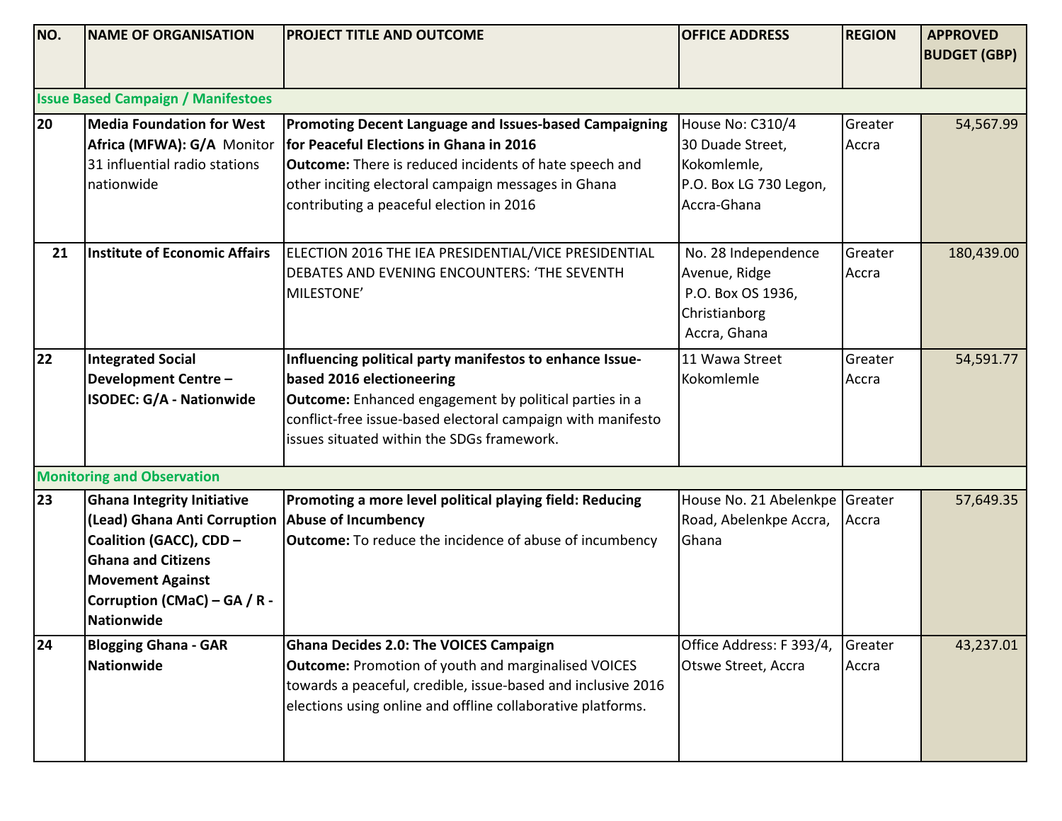| NO. | NAME OF ORGANISATION | PROJECT TITLE AND OUTCOME | OFFICE ADDRESS | REGION | APPROVED BUDGET (GBP) |
|---|---|---|---|---|---|
| **Issue Based Campaign / Manifestoes** | | | | | |
| **20** | **Media Foundation for West Africa (MFWA): G/A** Monitor 31 influential radio stations nationwide | **Promoting Decent Language and Issues-based Campaigning for Peaceful Elections in Ghana in 2016**<br>**Outcome:** There is reduced incidents of hate speech and other inciting electoral campaign messages in Ghana contributing a peaceful election in 2016 | House No: C310/4<br>30 Duade Street, Kokomlemle,<br>P.O. Box LG 730 Legon, Accra-Ghana | Greater Accra | 54,567.99 |
| **21** | **Institute of Economic Affairs** | ELECTION 2016 THE IEA PRESIDENTIAL/VICE PRESIDENTIAL DEBATES AND EVENING ENCOUNTERS: 'THE SEVENTH MILESTONE' | No. 28 Independence Avenue, Ridge<br>P.O. Box OS 1936, Christianborg<br>Accra, Ghana | Greater Accra | 180,439.00 |
| **22** | **Integrated Social Development Centre – ISODEC: G/A - Nationwide** | **Influencing political party manifestos to enhance Issue-based 2016 electioneering**<br>**Outcome:** Enhanced engagement by political parties in a conflict-free issue-based electoral campaign with manifesto issues situated within the SDGs framework. | 11 Wawa Street Kokomlemle | Greater Accra | 54,591.77 |
| **Monitoring and Observation** | | | | | |
| **23** | **Ghana Integrity Initiative (Lead) Ghana Anti Corruption Coalition (GACC), CDD – Ghana and Citizens Movement Against Corruption (CMaC) – GA / R - Nationwide** | **Promoting a more level political playing field: Reducing Abuse of Incumbency**<br>**Outcome:** To reduce the incidence of abuse of incumbency | House No. 21 Abelenkpe Road, Abelenkpe Accra, Ghana | Greater Accra | 57,649.35 |
| **24** | **Blogging Ghana - GAR Nationwide** | **Ghana Decides 2.0: The VOICES Campaign**<br>**Outcome:** Promotion of youth and marginalised VOICES towards a peaceful, credible, issue-based and inclusive 2016 elections using online and offline collaborative platforms. | Office Address: F 393/4, Otswe Street, Accra | Greater Accra | 43,237.01 |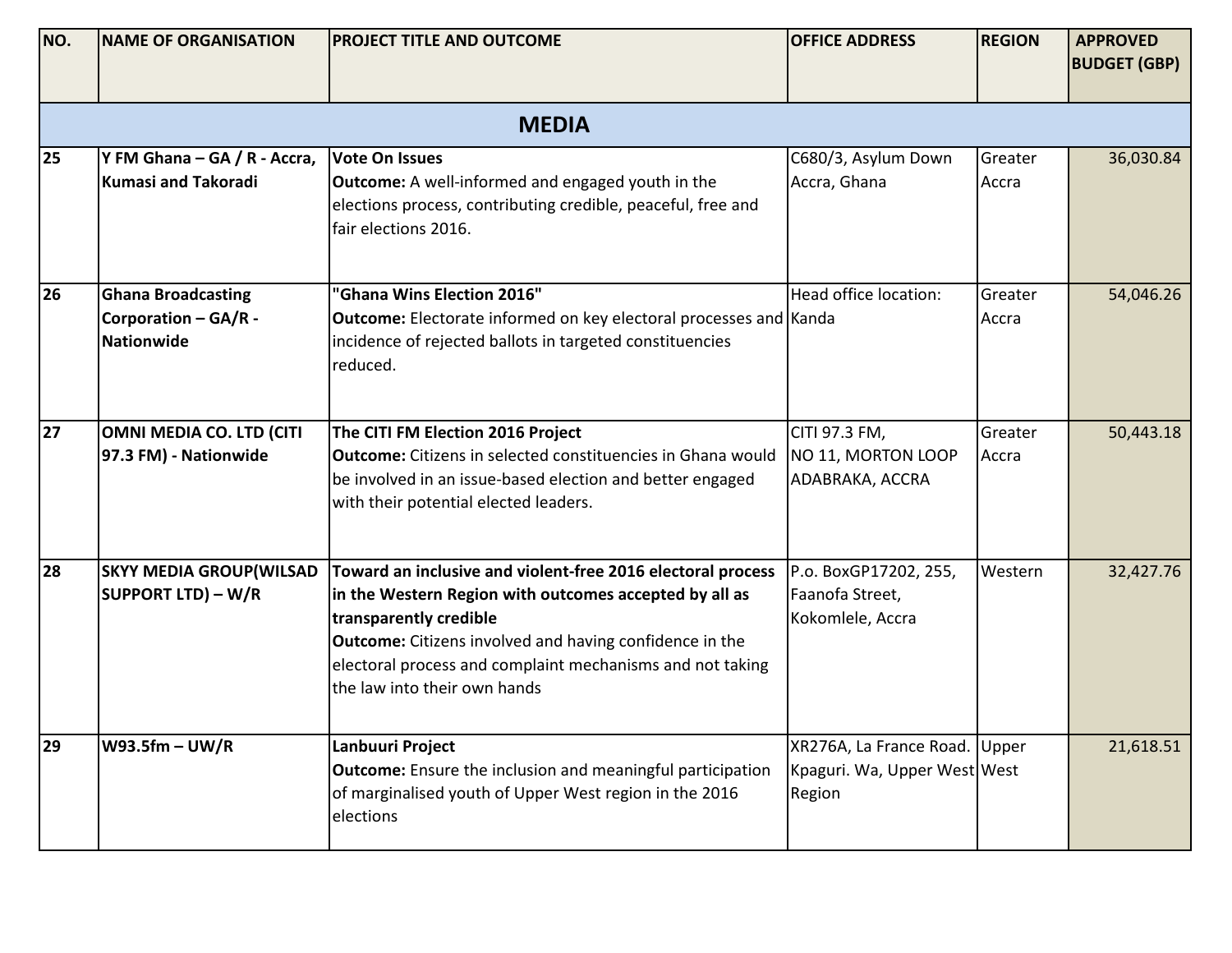| NO. | NAME OF ORGANISATION | PROJECT TITLE AND OUTCOME | OFFICE ADDRESS | REGION | APPROVED BUDGET (GBP) |
|---|---|---|---|---|---|
| **MEDIA** | | | | | |
| 25 | **Y FM Ghana – GA / R - Accra, Kumasi and Takoradi** | **Vote On Issues**<br>**Outcome:** A well-informed and engaged youth in the elections process, contributing credible, peaceful, free and fair elections 2016. | C680/3, Asylum Down Accra, Ghana | Greater Accra | 36,030.84 |
| 26 | **Ghana Broadcasting Corporation – GA/R - Nationwide** | **"Ghana Wins Election 2016"**<br>**Outcome:** Electorate informed on key electoral processes and incidence of rejected ballots in targeted constituencies reduced. | Head office location: Kanda | Greater Accra | 54,046.26 |
| 27 | **OMNI MEDIA CO. LTD (CITI 97.3 FM) - Nationwide** | **The CITI FM Election 2016 Project**<br>**Outcome:** Citizens in selected constituencies in Ghana would be involved in an issue-based election and better engaged with their potential elected leaders. | CITI 97.3 FM,<br>NO 11, MORTON LOOP ADABRAKA, ACCRA | Greater Accra | 50,443.18 |
| 28 | **SKYY MEDIA GROUP(WILSAD SUPPORT LTD) – W/R** | **Toward an inclusive and violent-free 2016 electoral process in the Western Region with outcomes accepted by all as transparently credible**<br>**Outcome:** Citizens involved and having confidence in the electoral process and complaint mechanisms and not taking the law into their own hands | P.o. BoxGP17202, 255, Faanofa Street, Kokomlele, Accra | Western | 32,427.76 |
| 29 | **W93.5fm – UW/R** | **Lanbuuri Project**<br>**Outcome:** Ensure the inclusion and meaningful participation of marginalised youth of Upper West region in the 2016 elections | XR276A, La France Road. Kpaguri. Wa, Upper West Region | Upper West | 21,618.51 |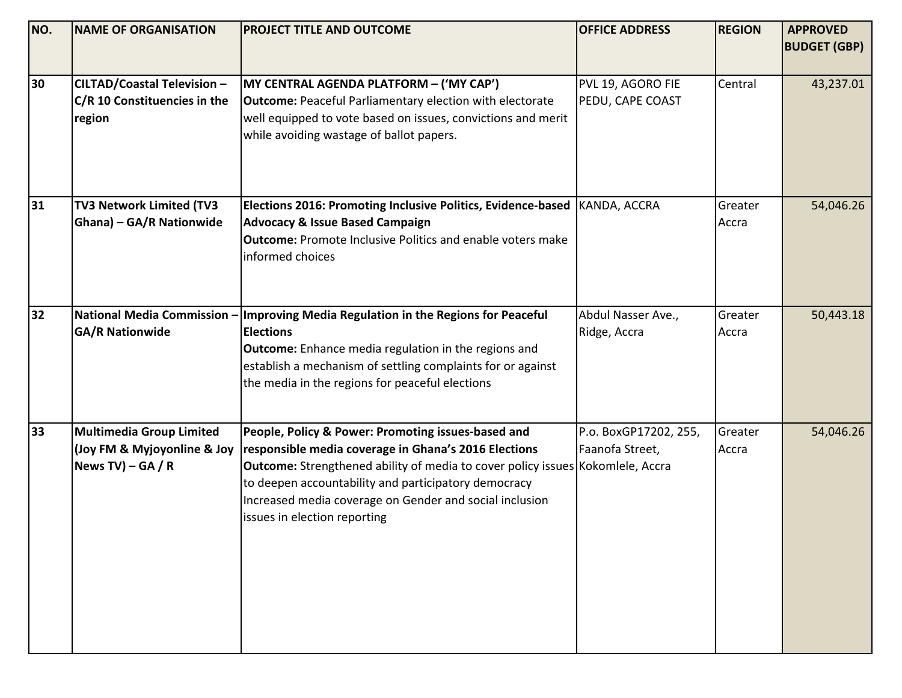| NO. | NAME OF ORGANISATION | PROJECT TITLE AND OUTCOME | OFFICE ADDRESS | REGION | APPROVED BUDGET (GBP) |
| --- | --- | --- | --- | --- | --- |
| **30** | **CILTAD/Coastal Television – C/R 10 Constituencies in the region** | **MY CENTRAL AGENDA PLATFORM – ('MY CAP')** **Outcome:** Peaceful Parliamentary election with electorate well equipped to vote based on issues, convictions and merit while avoiding wastage of ballot papers. | PVL 19, AGORO FIE PEDU, CAPE COAST | Central | 43,237.01 |
| **31** | **TV3 Network Limited (TV3 Ghana) – GA/R Nationwide** | **Elections 2016: Promoting Inclusive Politics, Evidence-based Advocacy & Issue Based Campaign** **Outcome:** Promote Inclusive Politics and enable voters make informed choices | KANDA, ACCRA | Greater Accra | 54,046.26 |
| **32** | **National Media Commission – GA/R Nationwide** | **Improving Media Regulation in the Regions for Peaceful Elections** **Outcome:** Enhance media regulation in the regions and establish a mechanism of settling complaints for or against the media in the regions for peaceful elections | Abdul Nasser Ave., Ridge, Accra | Greater Accra | 50,443.18 |
| **33** | **Multimedia Group Limited (Joy FM & Myjoyonline & Joy News TV) – GA / R** | **People, Policy & Power: Promoting issues-based and responsible media coverage in Ghana's 2016 Elections** **Outcome:** Strengthened ability of media to cover policy issues to deepen accountability and participatory democracy Increased media coverage on Gender and social inclusion issues in election reporting | P.o. BoxGP17202, 255, Faanofa Street, Kokomlele, Accra | Greater Accra | 54,046.26 |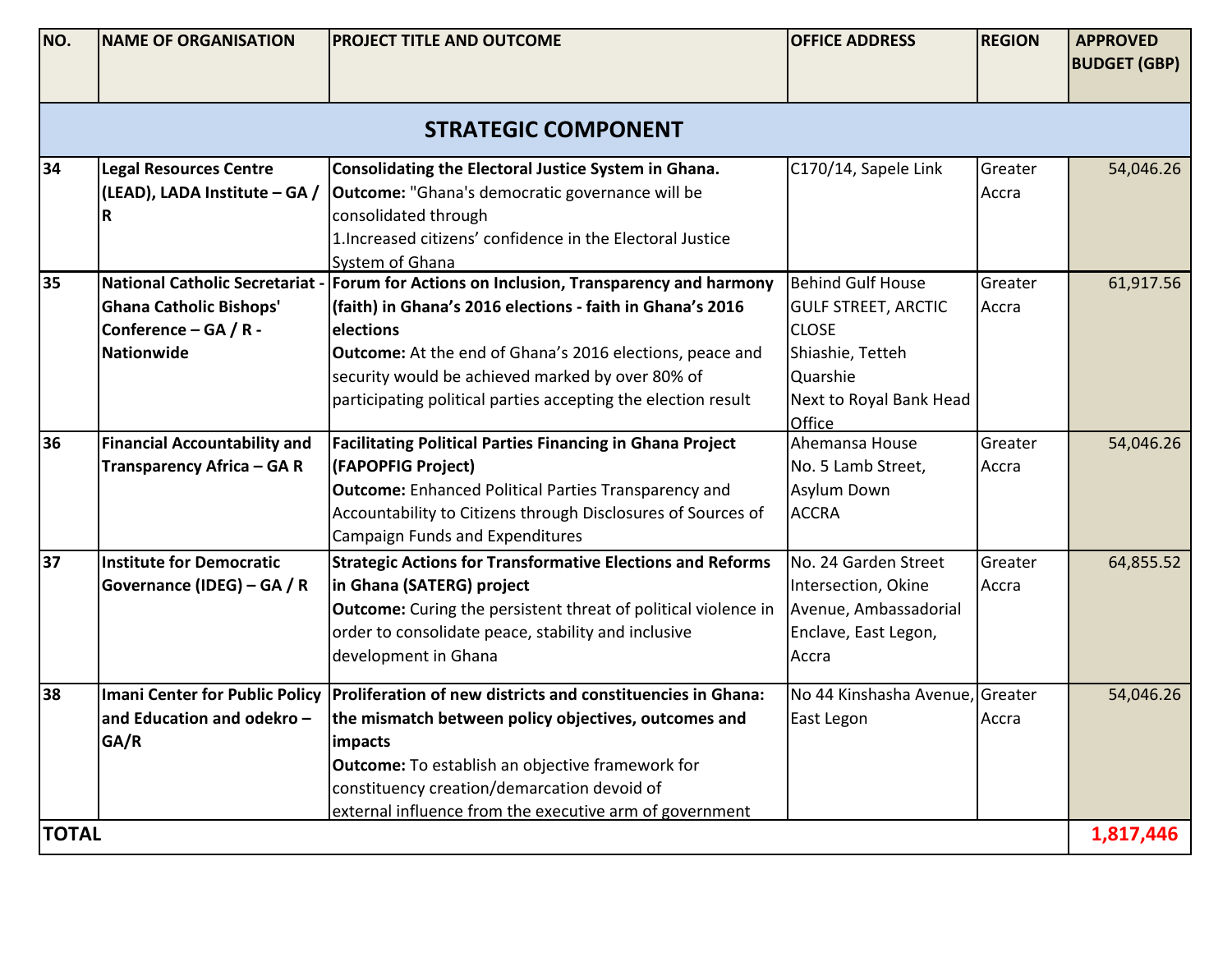| NO. | NAME OF ORGANISATION | PROJECT TITLE AND OUTCOME | OFFICE ADDRESS | REGION | APPROVED BUDGET (GBP) |
|---|---|---|---|---|---|
| **STRATEGIC COMPONENT** | | | | | |
| 34 | **Legal Resources Centre (LEAD), LADA Institute – GA / R** | **Consolidating the Electoral Justice System in Ghana.** **Outcome:** "Ghana's democratic governance will be consolidated through 1.Increased citizens' confidence in the Electoral Justice System of Ghana | C170/14, Sapele Link | Greater Accra | 54,046.26 |
| 35 | **National Catholic Secretariat - Ghana Catholic Bishops' Conference – GA / R - Nationwide** | **Forum for Actions on Inclusion, Transparency and harmony (faith) in Ghana's 2016 elections - faith in Ghana's 2016 elections** **Outcome:** At the end of Ghana's 2016 elections, peace and security would be achieved marked by over 80% of participating political parties accepting the election result | Behind Gulf House GULF STREET, ARCTIC CLOSE Shiashie, Tetteh Quarshie Next to Royal Bank Head Office | Greater Accra | 61,917.56 |
| 36 | **Financial Accountability and Transparency Africa – GA R** | **Facilitating Political Parties Financing in Ghana Project (FAPOPFIG Project)** **Outcome:** Enhanced Political Parties Transparency and Accountability to Citizens through Disclosures of Sources of Campaign Funds and Expenditures | Ahemansa House No. 5 Lamb Street, Asylum Down ACCRA | Greater Accra | 54,046.26 |
| 37 | **Institute for Democratic Governance (IDEG) – GA / R** | **Strategic Actions for Transformative Elections and Reforms in Ghana (SATERG) project** **Outcome:** Curing the persistent threat of political violence in order to consolidate peace, stability and inclusive development in Ghana | No. 24 Garden Street Intersection, Okine Avenue, Ambassadorial Enclave, East Legon, Accra | Greater Accra | 64,855.52 |
| 38 | **Imani Center for Public Policy and Education and odekro – GA/R** | **Proliferation of new districts and constituencies in Ghana: the mismatch between policy objectives, outcomes and impacts** **Outcome:** To establish an objective framework for constituency creation/demarcation devoid of external influence from the executive arm of government | No 44 Kinshasha Avenue, East Legon | Greater Accra | 54,046.26 |
| **TOTAL** | | | | | **1,817,446** |